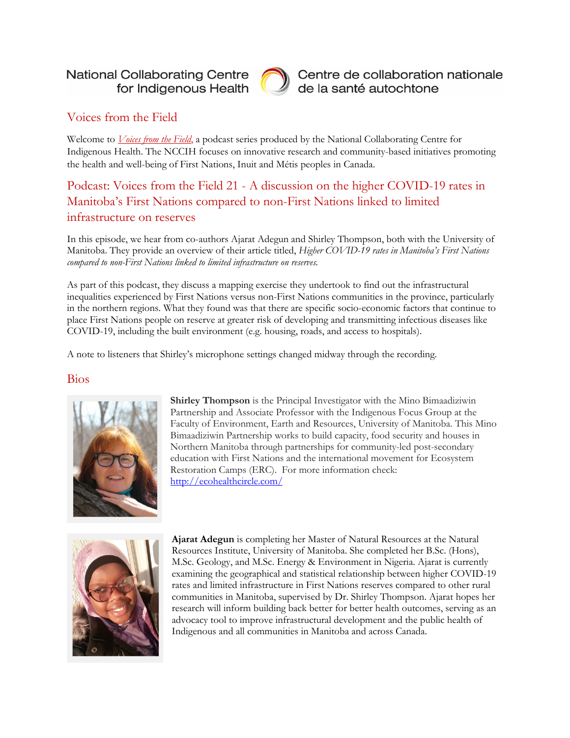National Collaborating Centre for Indigenous Health | Centre de collaboration nationale de la santé autochtone

## Voices from the Field

Welcome to *Voices from the Field*, a podcast series produced by the National Collaborating Centre for Indigenous Health. The NCCIH focuses on innovative research and community-based initiatives promoting the health and well-being of First Nations, Inuit and Métis peoples in Canada.

## Podcast: Voices from the Field 21 - A discussion on the higher COVID-19 rates in Manitoba's First Nations compared to non-First Nations linked to limited infrastructure on reserves

In this episode, we hear from co-authors Ajarat Adegun and Shirley Thompson, both with the University of Manitoba. They provide an overview of their article titled, *Higher COVID-19 rates in Manitoba's First Nations compared to non-First Nations linked to limited infrastructure on reserves.*

As part of this podcast, they discuss a mapping exercise they undertook to find out the infrastructural inequalities experienced by First Nations versus non-First Nations communities in the province, particularly in the northern regions. What they found was that there are specific socio-economic factors that continue to place First Nations people on reserve at greater risk of developing and transmitting infectious diseases like COVID-19, including the built environment (e.g. housing, roads, and access to hospitals).

A note to listeners that Shirley's microphone settings changed midway through the recording.

## Bios

**Shirley Thompson** is the Principal Investigator with the Mino Bimaadiziwin Partnership and Associate Professor with the Indigenous Focus Group at the Faculty of Environment, Earth and Resources, University of Manitoba. This Mino Bimaadiziwin Partnership works to build capacity, food security and houses in Northern Manitoba through partnerships for community-led post-secondary education with First Nations and the international movement for Ecosystem Restoration Camps (ERC). For more information check: http://ecohealthcircle.com/

**Ajarat Adegun** is completing her Master of Natural Resources at the Natural Resources Institute, University of Manitoba. She completed her B.Sc. (Hons), M.Sc. Geology, and M.Sc. Energy & Environment in Nigeria. Ajarat is currently examining the geographical and statistical relationship between higher COVID-19 rates and limited infrastructure in First Nations reserves compared to other rural communities in Manitoba, supervised by Dr. Shirley Thompson. Ajarat hopes her research will inform building back better for better health outcomes, serving as an advocacy tool to improve infrastructural development and the public health of Indigenous and all communities in Manitoba and across Canada.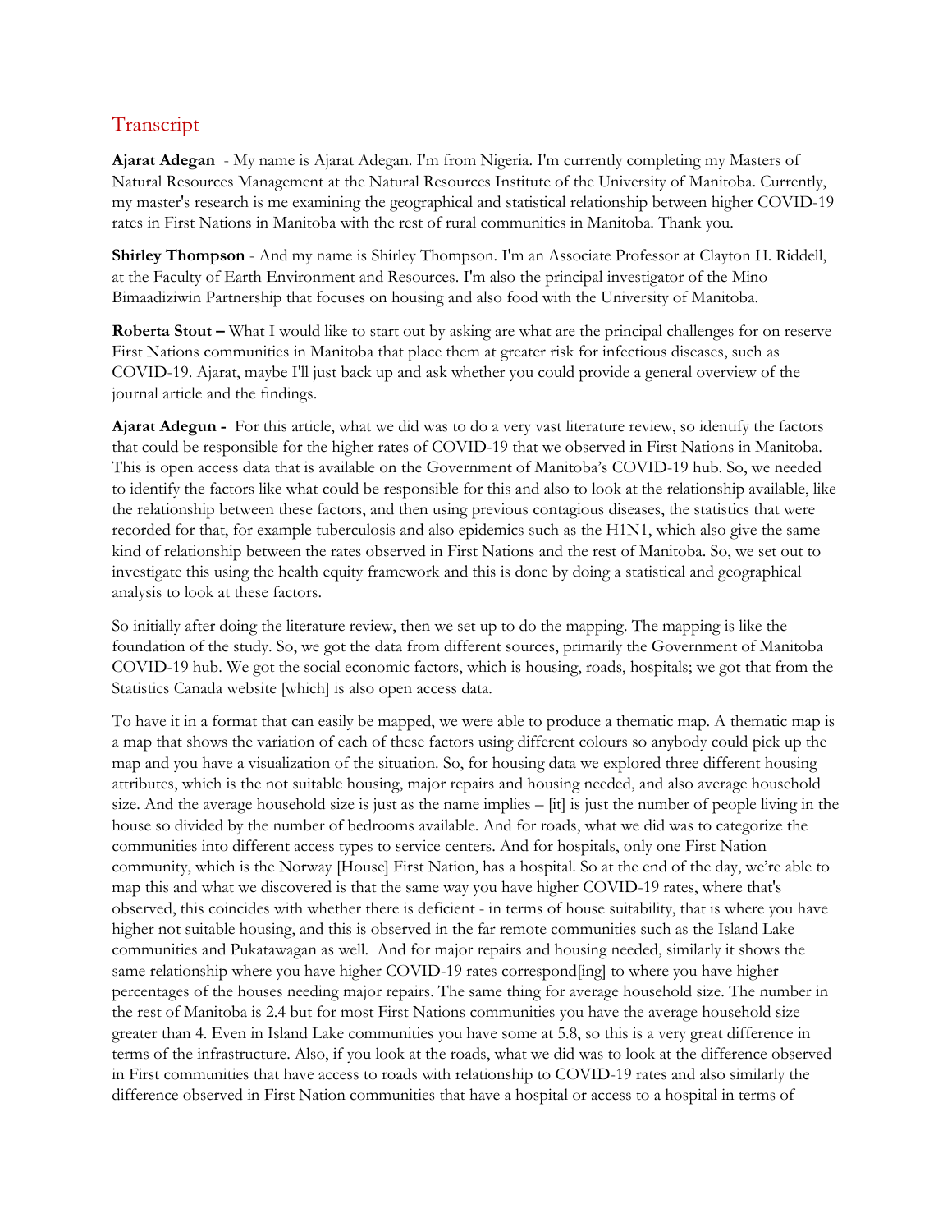## Transcript

**Ajarat Adegan** - My name is Ajarat Adegan. I'm from Nigeria. I'm currently completing my Masters of Natural Resources Management at the Natural Resources Institute of the University of Manitoba. Currently, my master's research is me examining the geographical and statistical relationship between higher COVID-19 rates in First Nations in Manitoba with the rest of rural communities in Manitoba. Thank you.

**Shirley Thompson** - And my name is Shirley Thompson. I'm an Associate Professor at Clayton H. Riddell, at the Faculty of Earth Environment and Resources. I'm also the principal investigator of the Mino Bimaadiziwin Partnership that focuses on housing and also food with the University of Manitoba.

**Roberta Stout –** What I would like to start out by asking are what are the principal challenges for on reserve First Nations communities in Manitoba that place them at greater risk for infectious diseases, such as COVID-19. Ajarat, maybe I'll just back up and ask whether you could provide a general overview of the journal article and the findings.

**Ajarat Adegun -** For this article, what we did was to do a very vast literature review, so identify the factors that could be responsible for the higher rates of COVID-19 that we observed in First Nations in Manitoba. This is open access data that is available on the Government of Manitoba's COVID-19 hub. So, we needed to identify the factors like what could be responsible for this and also to look at the relationship available, like the relationship between these factors, and then using previous contagious diseases, the statistics that were recorded for that, for example tuberculosis and also epidemics such as the H1N1, which also give the same kind of relationship between the rates observed in First Nations and the rest of Manitoba. So, we set out to investigate this using the health equity framework and this is done by doing a statistical and geographical analysis to look at these factors.

So initially after doing the literature review, then we set up to do the mapping. The mapping is like the foundation of the study. So, we got the data from different sources, primarily the Government of Manitoba COVID-19 hub. We got the social economic factors, which is housing, roads, hospitals; we got that from the Statistics Canada website [which] is also open access data.

To have it in a format that can easily be mapped, we were able to produce a thematic map. A thematic map is a map that shows the variation of each of these factors using different colours so anybody could pick up the map and you have a visualization of the situation. So, for housing data we explored three different housing attributes, which is the not suitable housing, major repairs and housing needed, and also average household size. And the average household size is just as the name implies – [it] is just the number of people living in the house so divided by the number of bedrooms available. And for roads, what we did was to categorize the communities into different access types to service centers. And for hospitals, only one First Nation community, which is the Norway [House] First Nation, has a hospital. So at the end of the day, we're able to map this and what we discovered is that the same way you have higher COVID-19 rates, where that's observed, this coincides with whether there is deficient - in terms of house suitability, that is where you have higher not suitable housing, and this is observed in the far remote communities such as the Island Lake communities and Pukatawagan as well. And for major repairs and housing needed, similarly it shows the same relationship where you have higher COVID-19 rates correspond[ing] to where you have higher percentages of the houses needing major repairs. The same thing for average household size. The number in the rest of Manitoba is 2.4 but for most First Nations communities you have the average household size greater than 4. Even in Island Lake communities you have some at 5.8, so this is a very great difference in terms of the infrastructure. Also, if you look at the roads, what we did was to look at the difference observed in First communities that have access to roads with relationship to COVID-19 rates and also similarly the difference observed in First Nation communities that have a hospital or access to a hospital in terms of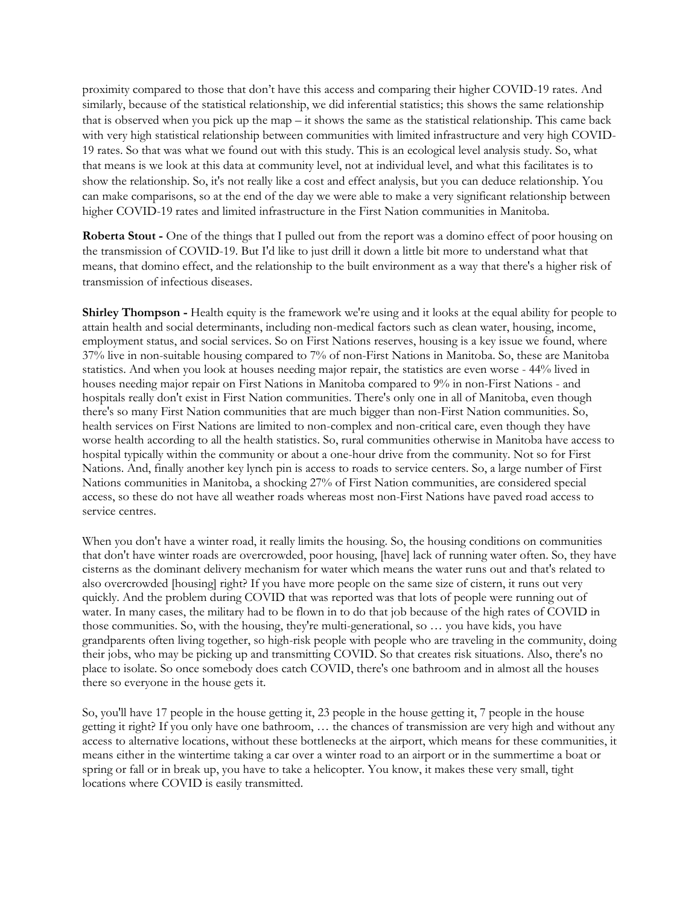proximity compared to those that don't have this access and comparing their higher COVID-19 rates. And similarly, because of the statistical relationship, we did inferential statistics; this shows the same relationship that is observed when you pick up the map – it shows the same as the statistical relationship. This came back with very high statistical relationship between communities with limited infrastructure and very high COVID-19 rates. So that was what we found out with this study. This is an ecological level analysis study. So, what that means is we look at this data at community level, not at individual level, and what this facilitates is to show the relationship. So, it's not really like a cost and effect analysis, but you can deduce relationship. You can make comparisons, so at the end of the day we were able to make a very significant relationship between higher COVID-19 rates and limited infrastructure in the First Nation communities in Manitoba.

**Roberta Stout -** One of the things that I pulled out from the report was a domino effect of poor housing on the transmission of COVID-19. But I'd like to just drill it down a little bit more to understand what that means, that domino effect, and the relationship to the built environment as a way that there's a higher risk of transmission of infectious diseases.

**Shirley Thompson -** Health equity is the framework we're using and it looks at the equal ability for people to attain health and social determinants, including non-medical factors such as clean water, housing, income, employment status, and social services. So on First Nations reserves, housing is a key issue we found, where 37% live in non-suitable housing compared to 7% of non-First Nations in Manitoba. So, these are Manitoba statistics. And when you look at houses needing major repair, the statistics are even worse - 44% lived in houses needing major repair on First Nations in Manitoba compared to 9% in non-First Nations - and hospitals really don't exist in First Nation communities. There's only one in all of Manitoba, even though there's so many First Nation communities that are much bigger than non-First Nation communities. So, health services on First Nations are limited to non-complex and non-critical care, even though they have worse health according to all the health statistics. So, rural communities otherwise in Manitoba have access to hospital typically within the community or about a one-hour drive from the community. Not so for First Nations. And, finally another key lynch pin is access to roads to service centers. So, a large number of First Nations communities in Manitoba, a shocking 27% of First Nation communities, are considered special access, so these do not have all weather roads whereas most non-First Nations have paved road access to service centres.

When you don't have a winter road, it really limits the housing. So, the housing conditions on communities that don't have winter roads are overcrowded, poor housing, [have] lack of running water often. So, they have cisterns as the dominant delivery mechanism for water which means the water runs out and that's related to also overcrowded [housing] right? If you have more people on the same size of cistern, it runs out very quickly. And the problem during COVID that was reported was that lots of people were running out of water. In many cases, the military had to be flown in to do that job because of the high rates of COVID in those communities. So, with the housing, they're multi-generational, so … you have kids, you have grandparents often living together, so high-risk people with people who are traveling in the community, doing their jobs, who may be picking up and transmitting COVID. So that creates risk situations. Also, there's no place to isolate. So once somebody does catch COVID, there's one bathroom and in almost all the houses there so everyone in the house gets it.

So, you'll have 17 people in the house getting it, 23 people in the house getting it, 7 people in the house getting it right? If you only have one bathroom, … the chances of transmission are very high and without any access to alternative locations, without these bottlenecks at the airport, which means for these communities, it means either in the wintertime taking a car over a winter road to an airport or in the summertime a boat or spring or fall or in break up, you have to take a helicopter. You know, it makes these very small, tight locations where COVID is easily transmitted.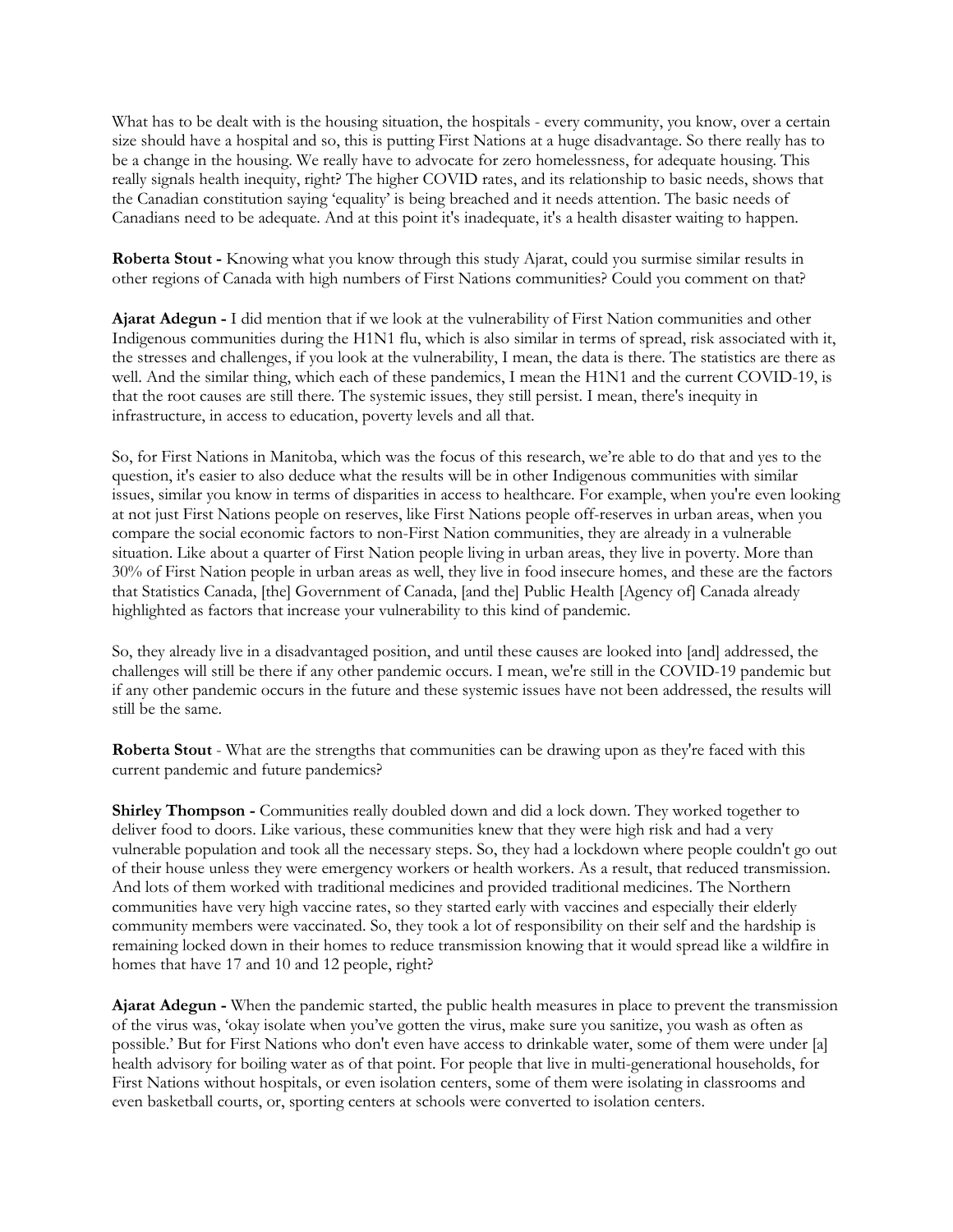What has to be dealt with is the housing situation, the hospitals - every community, you know, over a certain size should have a hospital and so, this is putting First Nations at a huge disadvantage. So there really has to be a change in the housing. We really have to advocate for zero homelessness, for adequate housing. This really signals health inequity, right? The higher COVID rates, and its relationship to basic needs, shows that the Canadian constitution saying 'equality' is being breached and it needs attention. The basic needs of Canadians need to be adequate. And at this point it's inadequate, it's a health disaster waiting to happen.

**Roberta Stout -** Knowing what you know through this study Ajarat, could you surmise similar results in other regions of Canada with high numbers of First Nations communities? Could you comment on that?

**Ajarat Adegun -** I did mention that if we look at the vulnerability of First Nation communities and other Indigenous communities during the H1N1 flu, which is also similar in terms of spread, risk associated with it, the stresses and challenges, if you look at the vulnerability, I mean, the data is there. The statistics are there as well. And the similar thing, which each of these pandemics, I mean the H1N1 and the current COVID-19, is that the root causes are still there. The systemic issues, they still persist. I mean, there's inequity in infrastructure, in access to education, poverty levels and all that.

So, for First Nations in Manitoba, which was the focus of this research, we're able to do that and yes to the question, it's easier to also deduce what the results will be in other Indigenous communities with similar issues, similar you know in terms of disparities in access to healthcare. For example, when you're even looking at not just First Nations people on reserves, like First Nations people off-reserves in urban areas, when you compare the social economic factors to non-First Nation communities, they are already in a vulnerable situation. Like about a quarter of First Nation people living in urban areas, they live in poverty. More than 30% of First Nation people in urban areas as well, they live in food insecure homes, and these are the factors that Statistics Canada, [the] Government of Canada, [and the] Public Health [Agency of] Canada already highlighted as factors that increase your vulnerability to this kind of pandemic.

So, they already live in a disadvantaged position, and until these causes are looked into [and] addressed, the challenges will still be there if any other pandemic occurs. I mean, we're still in the COVID-19 pandemic but if any other pandemic occurs in the future and these systemic issues have not been addressed, the results will still be the same.

**Roberta Stout** - What are the strengths that communities can be drawing upon as they're faced with this current pandemic and future pandemics?

**Shirley Thompson -** Communities really doubled down and did a lock down. They worked together to deliver food to doors. Like various, these communities knew that they were high risk and had a very vulnerable population and took all the necessary steps. So, they had a lockdown where people couldn't go out of their house unless they were emergency workers or health workers. As a result, that reduced transmission. And lots of them worked with traditional medicines and provided traditional medicines. The Northern communities have very high vaccine rates, so they started early with vaccines and especially their elderly community members were vaccinated. So, they took a lot of responsibility on their self and the hardship is remaining locked down in their homes to reduce transmission knowing that it would spread like a wildfire in homes that have 17 and 10 and 12 people, right?

**Ajarat Adegun -** When the pandemic started, the public health measures in place to prevent the transmission of the virus was, 'okay isolate when you've gotten the virus, make sure you sanitize, you wash as often as possible.' But for First Nations who don't even have access to drinkable water, some of them were under [a] health advisory for boiling water as of that point. For people that live in multi-generational households, for First Nations without hospitals, or even isolation centers, some of them were isolating in classrooms and even basketball courts, or, sporting centers at schools were converted to isolation centers.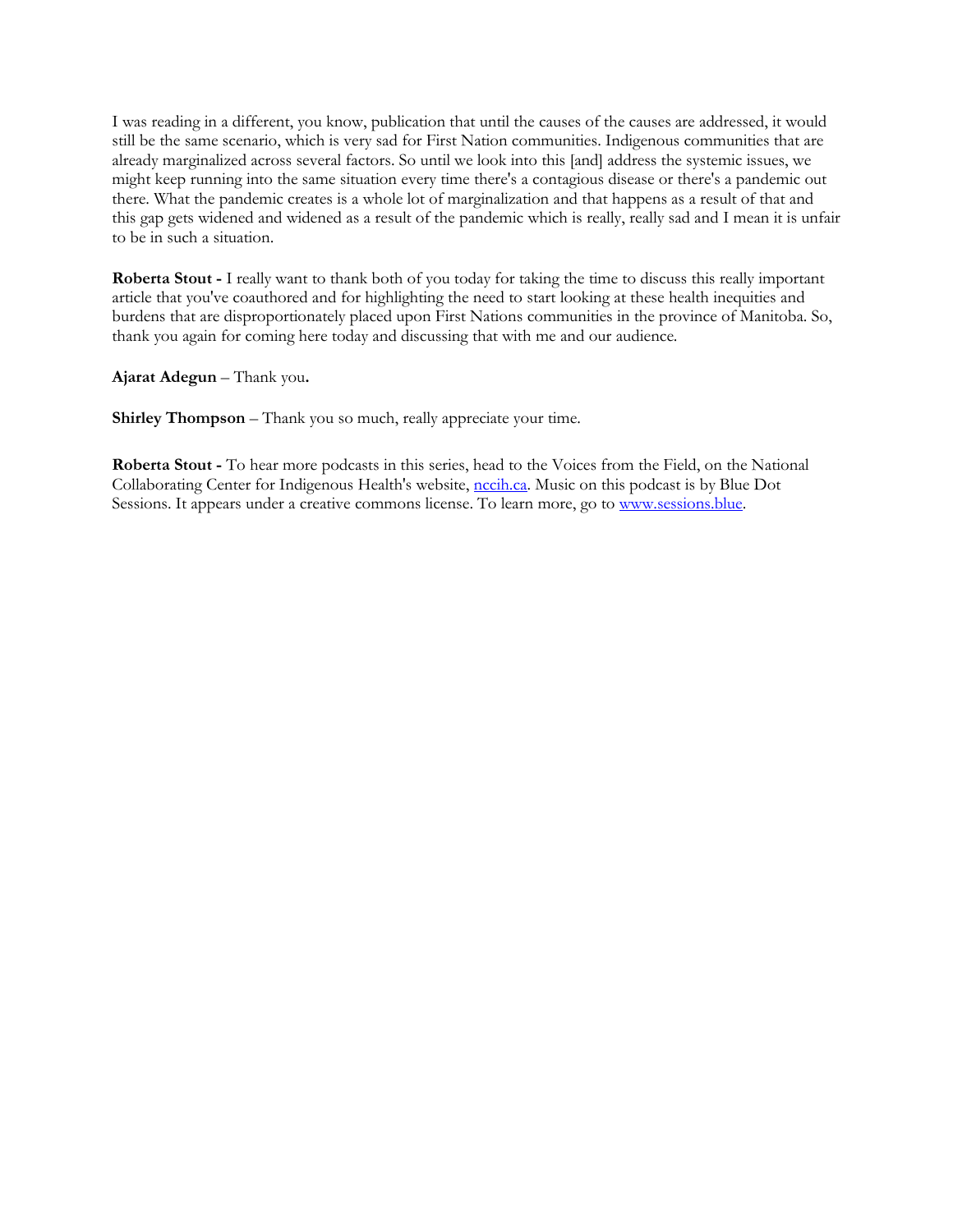I was reading in a different, you know, publication that until the causes of the causes are addressed, it would still be the same scenario, which is very sad for First Nation communities. Indigenous communities that are already marginalized across several factors. So until we look into this [and] address the systemic issues, we might keep running into the same situation every time there's a contagious disease or there's a pandemic out there. What the pandemic creates is a whole lot of marginalization and that happens as a result of that and this gap gets widened and widened as a result of the pandemic which is really, really sad and I mean it is unfair to be in such a situation.

**Roberta Stout -** I really want to thank both of you today for taking the time to discuss this really important article that you've coauthored and for highlighting the need to start looking at these health inequities and burdens that are disproportionately placed upon First Nations communities in the province of Manitoba. So, thank you again for coming here today and discussing that with me and our audience.

**Ajarat Adegun** – Thank you**.**

**Shirley Thompson** – Thank you so much, really appreciate your time.

**Roberta Stout -** To hear more podcasts in this series, head to the Voices from the Field, on the National Collaborating Center for Indigenous Health's website, [nccih.ca](nccih.ca). Music on this podcast is by Blue Dot Sessions. It appears under a creative commons license. To learn more, go to [www.sessions.blue](www.sessions.blue).